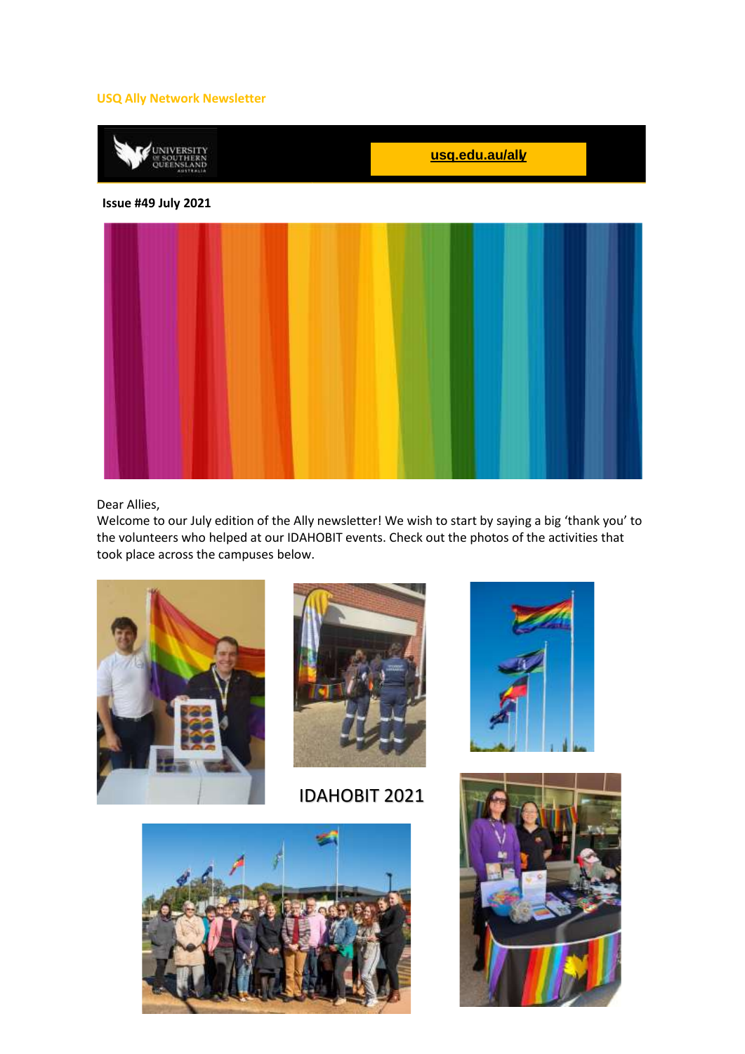**USQ Ally Network Newsletter**

usq.edu.au/ally

**Issue #49 July 2021**

Dear Allies,

Welcome to our July edition of the Ally newsletter! We wish to start by saying a big 'thank you' to the volunteers who helped at our IDAHOBIT events. Check out the photos of the activities that took place across the campuses below.

IDAHOBIT 2021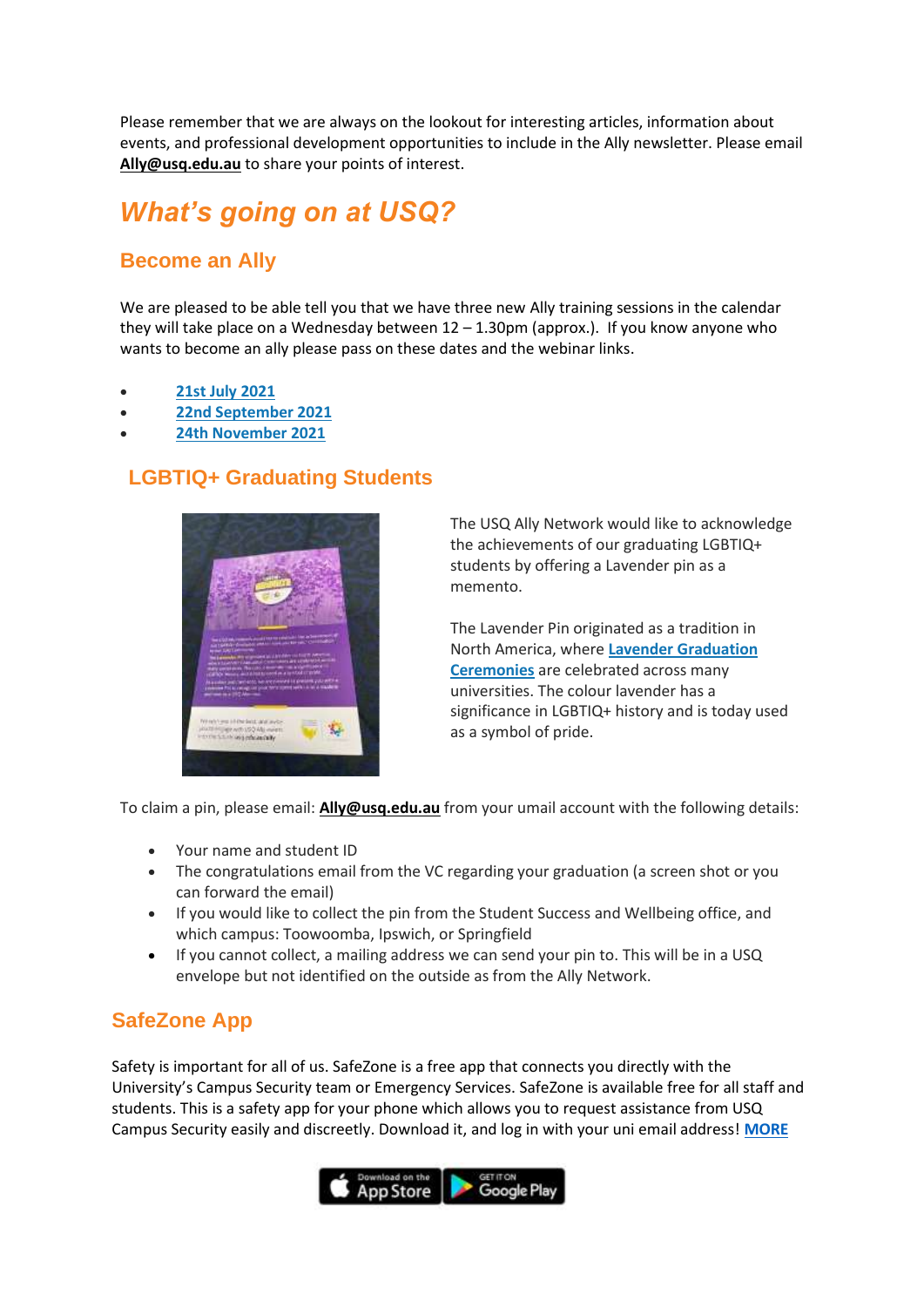Please remember that we are always on the lookout for interesting articles, information about events, and professional development opportunities to include in the Ally newsletter. Please email **Ally@usq.edu.au** to share your points of interest.

# *What's going on at USQ?*

## Become an Ally

We are pleased to be able tell you that we have three new Ally training sessions in the calendar they will take place on a Wednesday between 12 – 1.30pm (approx.). If you know anyone who wants to become an ally please pass on these dates and the webinar links.

- **21st July 2021**
- **22nd September 2021**
- **24th November 2021**

## LGBTIQ+ Graduating Students

The USQ Ally Network would like to acknowledge the achievements of our graduating LGBTIQ+ students by offering a Lavender pin as a memento.

The Lavender Pin originated as a tradition in North America, where **Lavender Graduation Ceremonies** are celebrated across many universities. The colour lavender has a significance in LGBTIQ+ history and is today used as a symbol of pride.

To claim a pin, please email: **Ally@usq.edu.au** from your umail account with the following details:

- Your name and student ID
- The congratulations email from the VC regarding your graduation (a screen shot or you can forward the email)
- If you would like to collect the pin from the Student Success and Wellbeing office, and which campus: Toowoomba, Ipswich, or Springfield
- If you cannot collect, a mailing address we can send your pin to. This will be in a USQ envelope but not identified on the outside as from the Ally Network.

## SafeZone App

Safety is important for all of us. SafeZone is a free app that connects you directly with the University's Campus Security team or Emergency Services. SafeZone is available free for all staff and students. This is a safety app for your phone which allows you to request assistance from USQ Campus Security easily and discreetly. Download it, and log in with your uni email address! **MORE**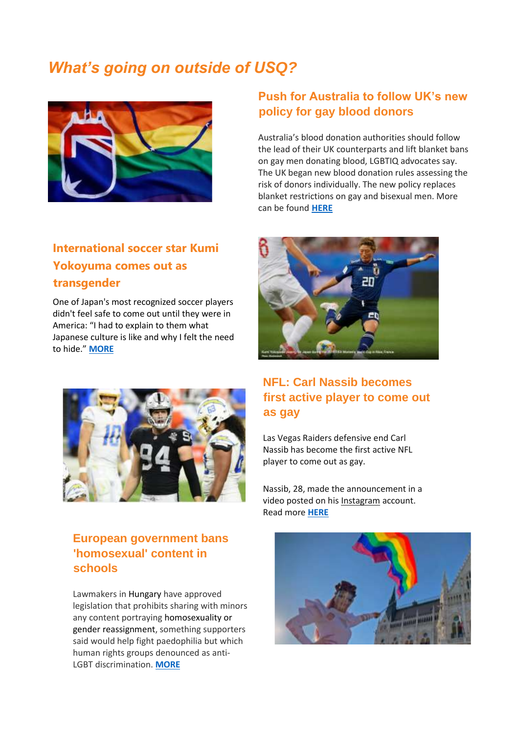# *What's going on outside of USQ?*

## Push for Australia to follow UK's new policy for gay blood donors

Australia's blood donation authorities should follow the lead of their UK counterparts and lift blanket bans on gay men donating blood, LGBTIQ advocates say. The UK began new blood donation rules assessing the risk of donors individually. The new policy replaces blanket restrictions on gay and bisexual men. More can be found **HERE**

## International soccer star Kumi Yokoyuma comes out as transgender

One of Japan's most recognized soccer players didn't feel safe to come out until they were in America: "I had to explain to them what Japanese culture is like and why I felt the need to hide." **MORE**

## NFL: Carl Nassib becomes first active player to come out as gay

Las Vegas Raiders defensive end Carl Nassib has become the first active NFL player to come out as gay.

Nassib, 28, made the announcement in a video posted on his Instagram account. Read more **HERE**

## European government bans 'homosexual' content in schools

Lawmakers in Hungary have approved legislation that prohibits sharing with minors any content portraying homosexuality or gender reassignment, something supporters said would help fight paedophilia but which human rights groups denounced as anti-LGBT discrimination. **MORE**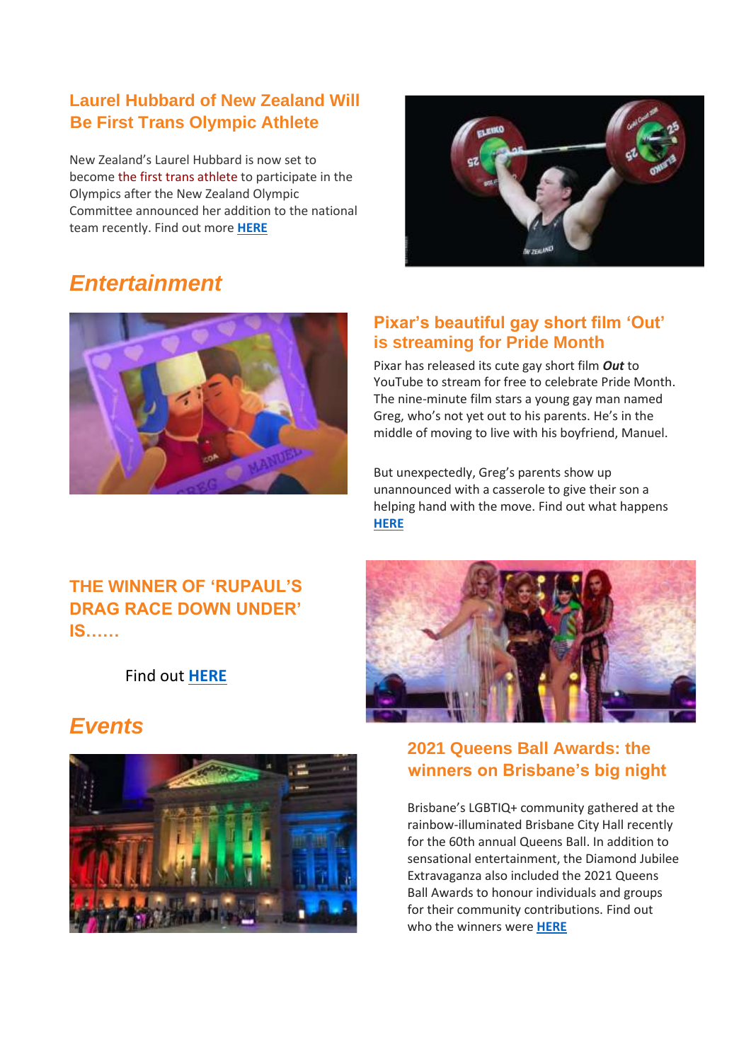### Laurel Hubbard of New Zealand Will Be First Trans Olympic Athlete

New Zealand's Laurel Hubbard is now set to become the first trans athlete to participate in the Olympics after the New Zealand Olympic Committee announced her addition to the national team recently. Find out more **HERE**

## *Entertainment*

### Pixar's beautiful gay short film 'Out' is streaming for Pride Month

Pixar has released its cute gay short film ***Out*** to YouTube to stream for free to celebrate Pride Month. The nine-minute film stars a young gay man named Greg, who's not yet out to his parents. He's in the middle of moving to live with his boyfriend, Manuel.

But unexpectedly, Greg's parents show up unannounced with a casserole to give their son a helping hand with the move. Find out what happens **HERE**

### THE WINNER OF 'RUPAUL'S DRAG RACE DOWN UNDER' IS……

Find out **HERE**

## *Events*

### 2021 Queens Ball Awards: the winners on Brisbane's big night

Brisbane's LGBTIQ+ community gathered at the rainbow-illuminated Brisbane City Hall recently for the 60th annual Queens Ball. In addition to sensational entertainment, the Diamond Jubilee Extravaganza also included the 2021 Queens Ball Awards to honour individuals and groups for their community contributions. Find out who the winners were **HERE**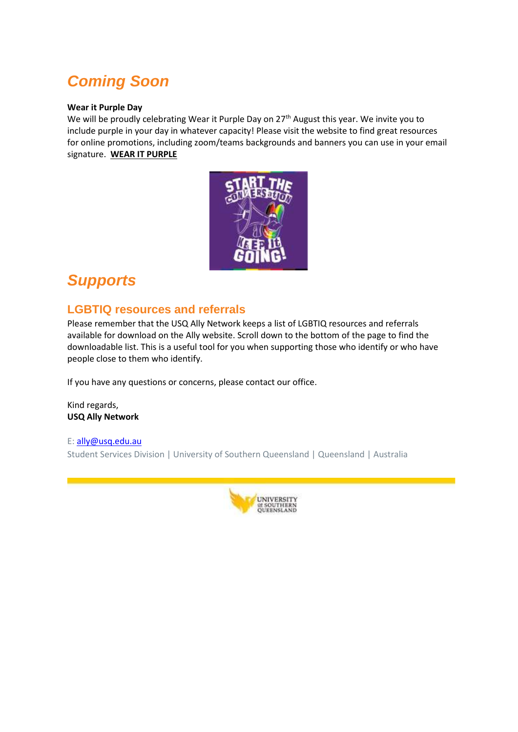## *Coming Soon*

**Wear it Purple Day**

We will be proudly celebrating Wear it Purple Day on 27th August this year. We invite you to include purple in your day in whatever capacity! Please visit the website to find great resources for online promotions, including zoom/teams backgrounds and banners you can use in your email signature. **WEAR IT PURPLE**

## *Supports*

### LGBTIQ resources and referrals

Please remember that the USQ Ally Network keeps a list of LGBTIQ resources and referrals available for download on the Ally website. Scroll down to the bottom of the page to find the downloadable list. This is a useful tool for you when supporting those who identify or who have people close to them who identify.

If you have any questions or concerns, please contact our office.

Kind regards,
**USQ Ally Network**

E: ally@usq.edu.au
Student Services Division | University of Southern Queensland | Queensland | Australia